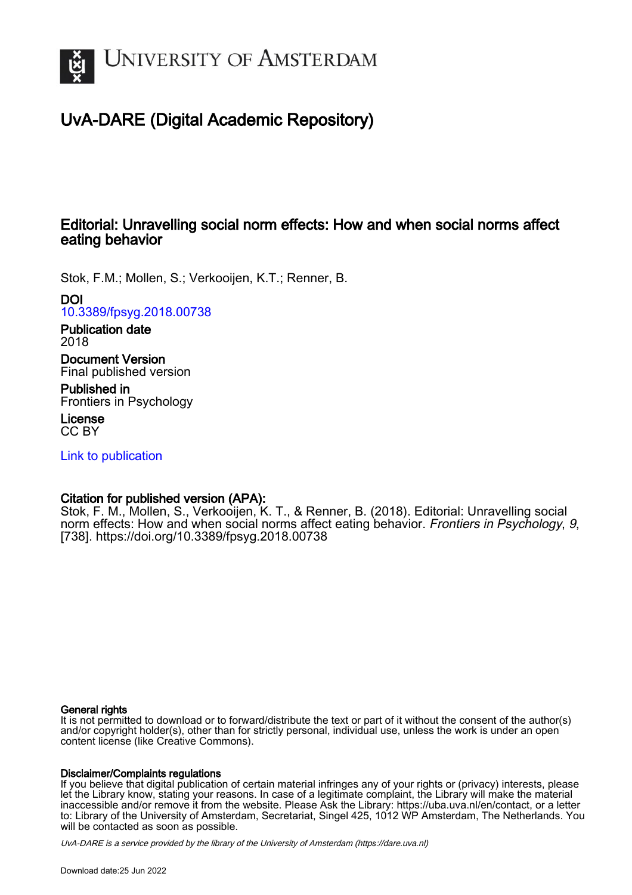# University of Amsterdam

## UvA-DARE (Digital Academic Repository)

### Editorial: Unravelling social norm effects: How and when social norms affect eating behavior

Stok, F.M.; Mollen, S.; Verkooijen, K.T.; Renner, B.

**DOI**
10.3389/fpsyg.2018.00738

**Publication date**
2018

**Document Version**
Final published version

**Published in**
Frontiers in Psychology

**License**
CC BY

Link to publication

**Citation for published version (APA):**
Stok, F. M., Mollen, S., Verkooijen, K. T., & Renner, B. (2018). Editorial: Unravelling social norm effects: How and when social norms affect eating behavior. *Frontiers in Psychology*, *9*, [738]. https://doi.org/10.3389/fpsyg.2018.00738

**General rights**
It is not permitted to download or to forward/distribute the text or part of it without the consent of the author(s) and/or copyright holder(s), other than for strictly personal, individual use, unless the work is under an open content license (like Creative Commons).

**Disclaimer/Complaints regulations**
If you believe that digital publication of certain material infringes any of your rights or (privacy) interests, please let the Library know, stating your reasons. In case of a legitimate complaint, the Library will make the material inaccessible and/or remove it from the website. Please Ask the Library: https://uba.uva.nl/en/contact, or a letter to: Library of the University of Amsterdam, Secretariat, Singel 425, 1012 WP Amsterdam, The Netherlands. You will be contacted as soon as possible.

*UvA-DARE is a service provided by the library of the University of Amsterdam (https://dare.uva.nl)*

Download date:25 Jun 2022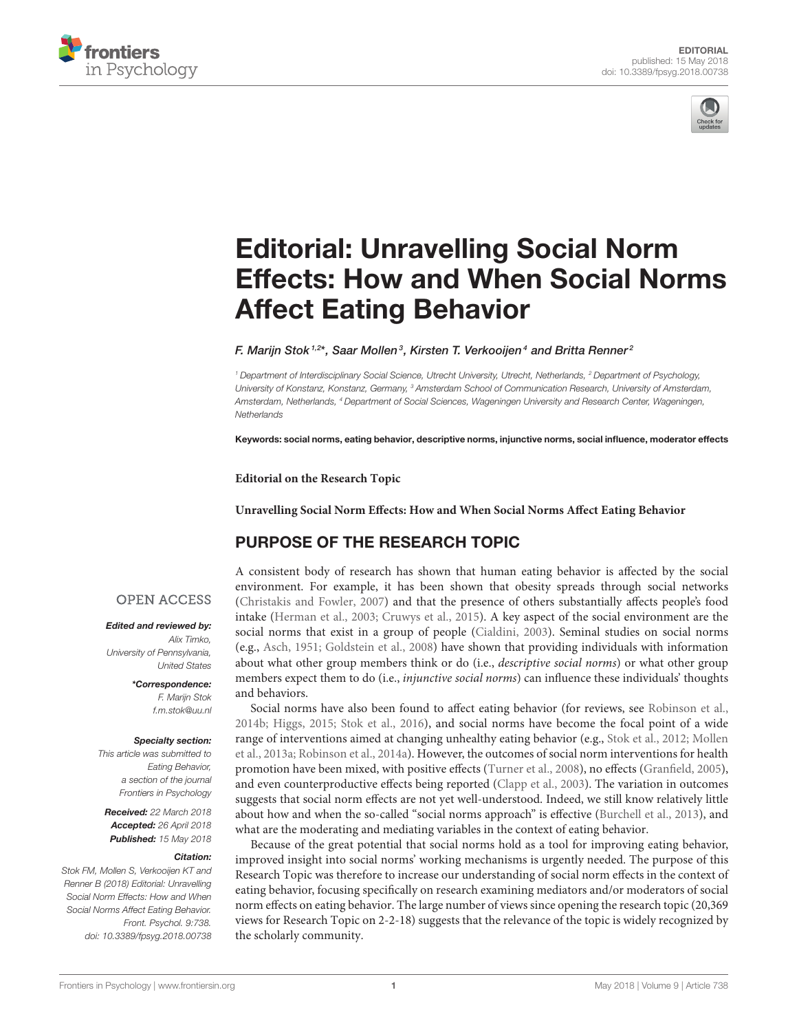# Editorial: Unravelling Social Norm Effects: How and When Social Norms Affect Eating Behavior

*F. Marijn Stok[1,2]*, Saar Mollen[3], Kirsten T. Verkooijen[4] and Britta Renner[2]*

[1] Department of Interdisciplinary Social Science, Utrecht University, Utrecht, Netherlands, [2] Department of Psychology, University of Konstanz, Konstanz, Germany, [3] Amsterdam School of Communication Research, University of Amsterdam, Amsterdam, Netherlands, [4] Department of Social Sciences, Wageningen University and Research Center, Wageningen, Netherlands

**Keywords: social norms, eating behavior, descriptive norms, injunctive norms, social influence, moderator effects**

OPEN ACCESS

***Edited and reviewed by:***
*Alix Timko, University of Pennsylvania, United States*

***\*Correspondence:***
*F. Marijn Stok*
*f.m.stok@uu.nl*

***Specialty section:***
*This article was submitted to Eating Behavior, a section of the journal Frontiers in Psychology*

***Received:*** *22 March 2018*
***Accepted:*** *26 April 2018*
***Published:*** *15 May 2018*

***Citation:***
*Stok FM, Mollen S, Verkooijen KT and Renner B (2018) Editorial: Unravelling Social Norm Effects: How and When Social Norms Affect Eating Behavior. Front. Psychol. 9:738. doi: 10.3389/fpsyg.2018.00738*

**Editorial on the Research Topic**

**Unravelling Social Norm Effects: How and When Social Norms Affect Eating Behavior**

## PURPOSE OF THE RESEARCH TOPIC

A consistent body of research has shown that human eating behavior is affected by the social environment. For example, it has been shown that obesity spreads through social networks (Christakis and Fowler, 2007) and that the presence of others substantially affects people's food intake (Herman et al., 2003; Cruwys et al., 2015). A key aspect of the social environment are the social norms that exist in a group of people (Cialdini, 2003). Seminal studies on social norms (e.g., Asch, 1951; Goldstein et al., 2008) have shown that providing individuals with information about what other group members think or do (i.e., *descriptive social norms*) or what other group members expect them to do (i.e., *injunctive social norms*) can influence these individuals' thoughts and behaviors.

Social norms have also been found to affect eating behavior (for reviews, see Robinson et al., 2014b; Higgs, 2015; Stok et al., 2016), and social norms have become the focal point of a wide range of interventions aimed at changing unhealthy eating behavior (e.g., Stok et al., 2012; Mollen et al., 2013a; Robinson et al., 2014a). However, the outcomes of social norm interventions for health promotion have been mixed, with positive effects (Turner et al., 2008), no effects (Granfield, 2005), and even counterproductive effects being reported (Clapp et al., 2003). The variation in outcomes suggests that social norm effects are not yet well-understood. Indeed, we still know relatively little about how and when the so-called "social norms approach" is effective (Burchell et al., 2013), and what are the moderating and mediating variables in the context of eating behavior.

Because of the great potential that social norms hold as a tool for improving eating behavior, improved insight into social norms' working mechanisms is urgently needed. The purpose of this Research Topic was therefore to increase our understanding of social norm effects in the context of eating behavior, focusing specifically on research examining mediators and/or moderators of social norm effects on eating behavior. The large number of views since opening the research topic (20,369 views for Research Topic on 2-2-18) suggests that the relevance of the topic is widely recognized by the scholarly community.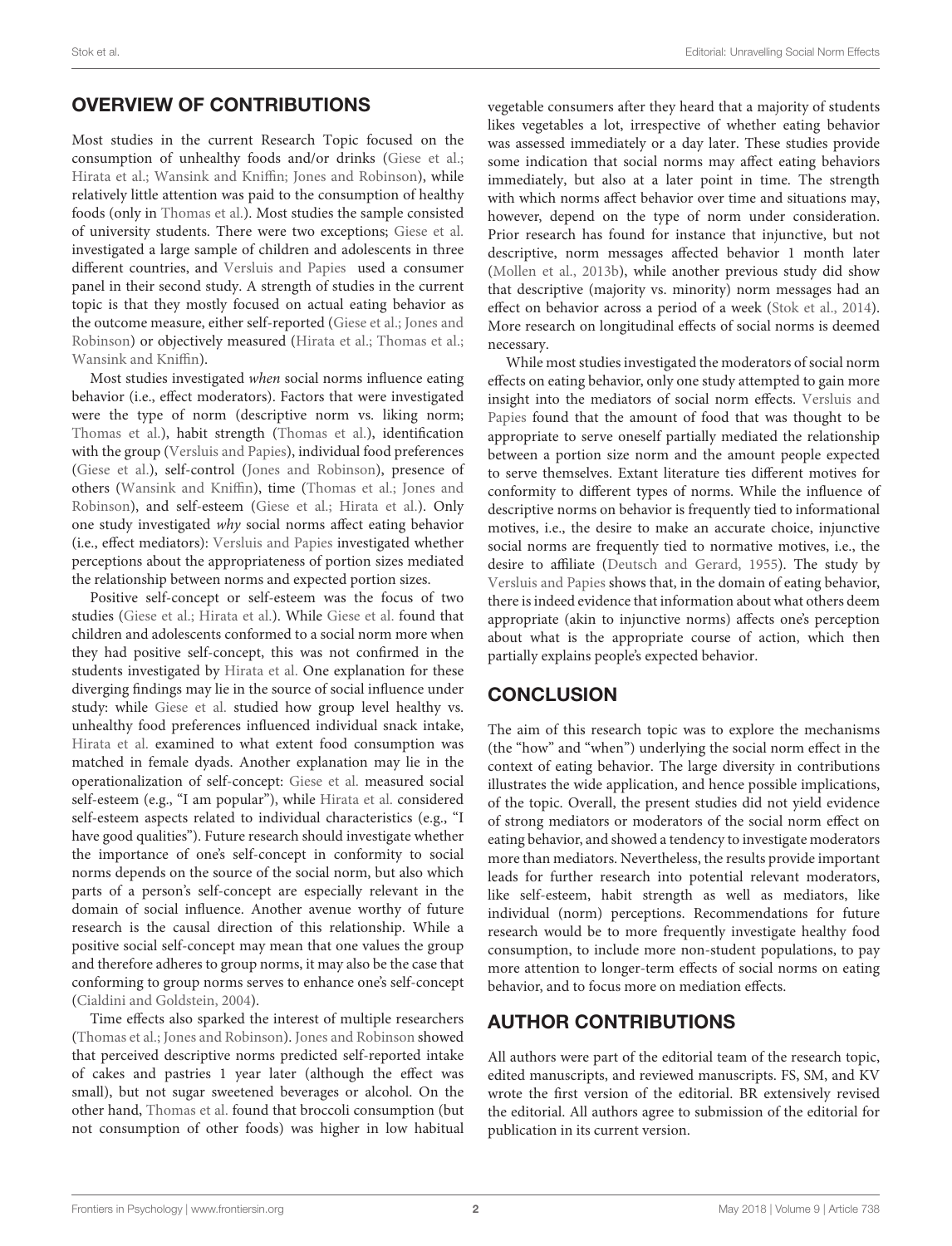## OVERVIEW OF CONTRIBUTIONS

Most studies in the current Research Topic focused on the consumption of unhealthy foods and/or drinks (Giese et al.; Hirata et al.; Wansink and Kniffin; Jones and Robinson), while relatively little attention was paid to the consumption of healthy foods (only in Thomas et al.). Most studies the sample consisted of university students. There were two exceptions; Giese et al. investigated a large sample of children and adolescents in three different countries, and Versluis and Papies used a consumer panel in their second study. A strength of studies in the current topic is that they mostly focused on actual eating behavior as the outcome measure, either self-reported (Giese et al.; Jones and Robinson) or objectively measured (Hirata et al.; Thomas et al.; Wansink and Kniffin).

Most studies investigated *when* social norms influence eating behavior (i.e., effect moderators). Factors that were investigated were the type of norm (descriptive norm vs. liking norm; Thomas et al.), habit strength (Thomas et al.), identification with the group (Versluis and Papies), individual food preferences (Giese et al.), self-control (Jones and Robinson), presence of others (Wansink and Kniffin), time (Thomas et al.; Jones and Robinson), and self-esteem (Giese et al.; Hirata et al.). Only one study investigated *why* social norms affect eating behavior (i.e., effect mediators): Versluis and Papies investigated whether perceptions about the appropriateness of portion sizes mediated the relationship between norms and expected portion sizes.

Positive self-concept or self-esteem was the focus of two studies (Giese et al.; Hirata et al.). While Giese et al. found that children and adolescents conformed to a social norm more when they had positive self-concept, this was not confirmed in the students investigated by Hirata et al. One explanation for these diverging findings may lie in the source of social influence under study: while Giese et al. studied how group level healthy vs. unhealthy food preferences influenced individual snack intake, Hirata et al. examined to what extent food consumption was matched in female dyads. Another explanation may lie in the operationalization of self-concept: Giese et al. measured social self-esteem (e.g., "I am popular"), while Hirata et al. considered self-esteem aspects related to individual characteristics (e.g., "I have good qualities"). Future research should investigate whether the importance of one's self-concept in conformity to social norms depends on the source of the social norm, but also which parts of a person's self-concept are especially relevant in the domain of social influence. Another avenue worthy of future research is the causal direction of this relationship. While a positive social self-concept may mean that one values the group and therefore adheres to group norms, it may also be the case that conforming to group norms serves to enhance one's self-concept (Cialdini and Goldstein, 2004).

Time effects also sparked the interest of multiple researchers (Thomas et al.; Jones and Robinson). Jones and Robinson showed that perceived descriptive norms predicted self-reported intake of cakes and pastries 1 year later (although the effect was small), but not sugar sweetened beverages or alcohol. On the other hand, Thomas et al. found that broccoli consumption (but not consumption of other foods) was higher in low habitual vegetable consumers after they heard that a majority of students likes vegetables a lot, irrespective of whether eating behavior was assessed immediately or a day later. These studies provide some indication that social norms may affect eating behaviors immediately, but also at a later point in time. The strength with which norms affect behavior over time and situations may, however, depend on the type of norm under consideration. Prior research has found for instance that injunctive, but not descriptive, norm messages affected behavior 1 month later (Mollen et al., 2013b), while another previous study did show that descriptive (majority vs. minority) norm messages had an effect on behavior across a period of a week (Stok et al., 2014). More research on longitudinal effects of social norms is deemed necessary.

While most studies investigated the moderators of social norm effects on eating behavior, only one study attempted to gain more insight into the mediators of social norm effects. Versluis and Papies found that the amount of food that was thought to be appropriate to serve oneself partially mediated the relationship between a portion size norm and the amount people expected to serve themselves. Extant literature ties different motives for conformity to different types of norms. While the influence of descriptive norms on behavior is frequently tied to informational motives, i.e., the desire to make an accurate choice, injunctive social norms are frequently tied to normative motives, i.e., the desire to affiliate (Deutsch and Gerard, 1955). The study by Versluis and Papies shows that, in the domain of eating behavior, there is indeed evidence that information about what others deem appropriate (akin to injunctive norms) affects one's perception about what is the appropriate course of action, which then partially explains people's expected behavior.

## CONCLUSION

The aim of this research topic was to explore the mechanisms (the "how" and "when") underlying the social norm effect in the context of eating behavior. The large diversity in contributions illustrates the wide application, and hence possible implications, of the topic. Overall, the present studies did not yield evidence of strong mediators or moderators of the social norm effect on eating behavior, and showed a tendency to investigate moderators more than mediators. Nevertheless, the results provide important leads for further research into potential relevant moderators, like self-esteem, habit strength as well as mediators, like individual (norm) perceptions. Recommendations for future research would be to more frequently investigate healthy food consumption, to include more non-student populations, to pay more attention to longer-term effects of social norms on eating behavior, and to focus more on mediation effects.

## AUTHOR CONTRIBUTIONS

All authors were part of the editorial team of the research topic, edited manuscripts, and reviewed manuscripts. FS, SM, and KV wrote the first version of the editorial. BR extensively revised the editorial. All authors agree to submission of the editorial for publication in its current version.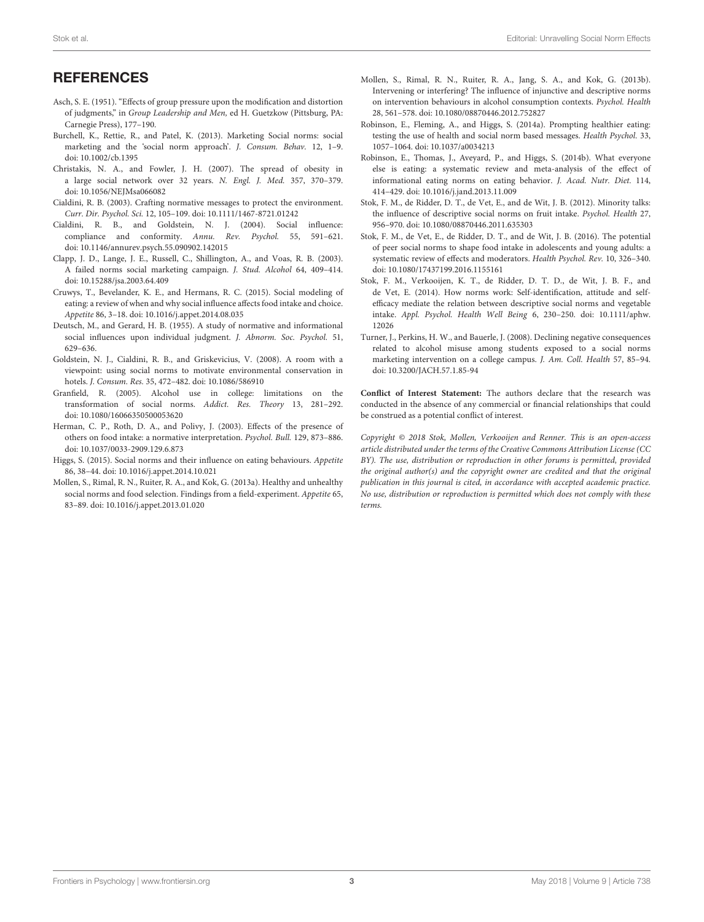## REFERENCES

Asch, S. E. (1951). "Effects of group pressure upon the modification and distortion of judgments," in *Group Leadership and Men*, ed H. Guetzkow (Pittsburg, PA: Carnegie Press), 177–190.

Burchell, K., Rettie, R., and Patel, K. (2013). Marketing Social norms: social marketing and the 'social norm approach'. *J. Consum. Behav.* 12, 1–9. doi: 10.1002/cb.1395

Christakis, N. A., and Fowler, J. H. (2007). The spread of obesity in a large social network over 32 years. *N. Engl. J. Med.* 357, 370–379. doi: 10.1056/NEJMsa066082

Cialdini, R. B. (2003). Crafting normative messages to protect the environment. *Curr. Dir. Psychol. Sci.* 12, 105–109. doi: 10.1111/1467-8721.01242

Cialdini, R. B., and Goldstein, N. J. (2004). Social influence: compliance and conformity. *Annu. Rev. Psychol.* 55, 591–621. doi: 10.1146/annurev.psych.55.090902.142015

Clapp, J. D., Lange, J. E., Russell, C., Shillington, A., and Voas, R. B. (2003). A failed norms social marketing campaign. *J. Stud. Alcohol* 64, 409–414. doi: 10.15288/jsa.2003.64.409

Cruwys, T., Bevelander, K. E., and Hermans, R. C. (2015). Social modeling of eating: a review of when and why social influence affects food intake and choice. *Appetite* 86, 3–18. doi: 10.1016/j.appet.2014.08.035

Deutsch, M., and Gerard, H. B. (1955). A study of normative and informational social influences upon individual judgment. *J. Abnorm. Soc. Psychol.* 51, 629–636.

Goldstein, N. J., Cialdini, R. B., and Griskevicius, V. (2008). A room with a viewpoint: using social norms to motivate environmental conservation in hotels. *J. Consum. Res.* 35, 472–482. doi: 10.1086/586910

Granfield, R. (2005). Alcohol use in college: limitations on the transformation of social norms. *Addict. Res. Theory* 13, 281–292. doi: 10.1080/16066350500053620

Herman, C. P., Roth, D. A., and Polivy, J. (2003). Effects of the presence of others on food intake: a normative interpretation. *Psychol. Bull.* 129, 873–886. doi: 10.1037/0033-2909.129.6.873

Higgs, S. (2015). Social norms and their influence on eating behaviours. *Appetite* 86, 38–44. doi: 10.1016/j.appet.2014.10.021

Mollen, S., Rimal, R. N., Ruiter, R. A., and Kok, G. (2013a). Healthy and unhealthy social norms and food selection. Findings from a field-experiment. *Appetite* 65, 83–89. doi: 10.1016/j.appet.2013.01.020

Mollen, S., Rimal, R. N., Ruiter, R. A., Jang, S. A., and Kok, G. (2013b). Intervening or interfering? The influence of injunctive and descriptive norms on intervention behaviours in alcohol consumption contexts. *Psychol. Health* 28, 561–578. doi: 10.1080/08870446.2012.752827

Robinson, E., Fleming, A., and Higgs, S. (2014a). Prompting healthier eating: testing the use of health and social norm based messages. *Health Psychol.* 33, 1057–1064. doi: 10.1037/a0034213

Robinson, E., Thomas, J., Aveyard, P., and Higgs, S. (2014b). What everyone else is eating: a systematic review and meta-analysis of the effect of informational eating norms on eating behavior. *J. Acad. Nutr. Diet.* 114, 414–429. doi: 10.1016/j.jand.2013.11.009

Stok, F. M., de Ridder, D. T., de Vet, E., and de Wit, J. B. (2012). Minority talks: the influence of descriptive social norms on fruit intake. *Psychol. Health* 27, 956–970. doi: 10.1080/08870446.2011.635303

Stok, F. M., de Vet, E., de Ridder, D. T., and de Wit, J. B. (2016). The potential of peer social norms to shape food intake in adolescents and young adults: a systematic review of effects and moderators. *Health Psychol. Rev.* 10, 326–340. doi: 10.1080/17437199.2016.1155161

Stok, F. M., Verkooijen, K. T., de Ridder, D. T. D., de Wit, J. B. F., and de Vet, E. (2014). How norms work: Self-identification, attitude and self-efficacy mediate the relation between descriptive social norms and vegetable intake. *Appl. Psychol. Health Well Being* 6, 230–250. doi: 10.1111/aphw.12026

Turner, J., Perkins, H. W., and Bauerle, J. (2008). Declining negative consequences related to alcohol misuse among students exposed to a social norms marketing intervention on a college campus. *J. Am. Coll. Health* 57, 85–94. doi: 10.3200/JACH.57.1.85-94

**Conflict of Interest Statement:** The authors declare that the research was conducted in the absence of any commercial or financial relationships that could be construed as a potential conflict of interest.

*Copyright © 2018 Stok, Mollen, Verkooijen and Renner. This is an open-access article distributed under the terms of the Creative Commons Attribution License (CC BY). The use, distribution or reproduction in other forums is permitted, provided the original author(s) and the copyright owner are credited and that the original publication in this journal is cited, in accordance with accepted academic practice. No use, distribution or reproduction is permitted which does not comply with these terms.*